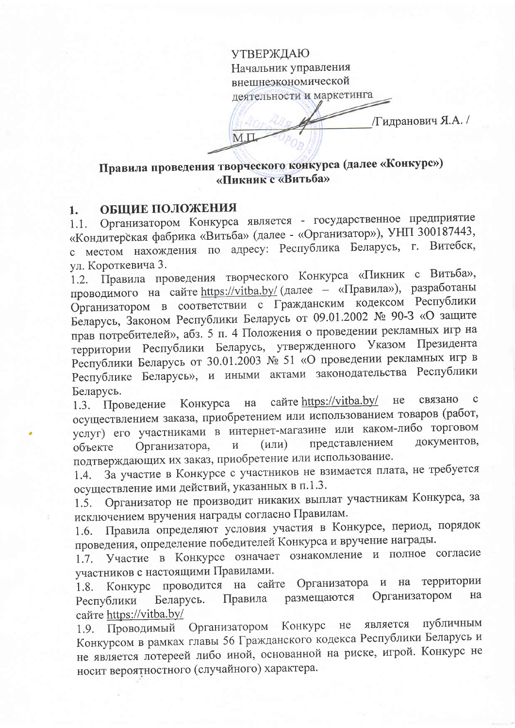УТВЕРЖДАЮ
Начальник управления
внешнеэкономической
деятельности и маркетинга

_______________________/Гидранович Я.А. /

М.П.

## Правила проведения творческого конкурса (далее «Конкурс») «Пикник с «Витьба»

## 1. ОБЩИЕ ПОЛОЖЕНИЯ

1.1. Организатором Конкурса является - государственное предприятие «Кондитерская фабрика «Витьба» (далее - «Организатор»), УНП 300187443, с местом нахождения по адресу: Республика Беларусь, г. Витебск, ул. Короткевича 3.

1.2. Правила проведения творческого Конкурса «Пикник с Витьба», проводимого на сайте https://vitba.by/ (далее – «Правила»), разработаны Организатором в соответствии с Гражданским кодексом Республики Беларусь, Законом Республики Беларусь от 09.01.2002 № 90-З «О защите прав потребителей», абз. 5 п. 4 Положения о проведении рекламных игр на территории Республики Беларусь, утвержденного Указом Президента Республики Беларусь от 30.01.2003 № 51 «О проведении рекламных игр в Республике Беларусь», и иными актами законодательства Республики Беларусь.

1.3. Проведение Конкурса на сайте https://vitba.by/ не связано с осуществлением заказа, приобретением или использованием товаров (работ, услуг) его участниками в интернет-магазине или каком-либо торговом объекте Организатора, и (или) представлением документов, подтверждающих их заказ, приобретение или использование.

1.4. За участие в Конкурсе с участников не взимается плата, не требуется осуществление ими действий, указанных в п.1.3.

1.5. Организатор не производит никаких выплат участникам Конкурса, за исключением вручения награды согласно Правилам.

1.6. Правила определяют условия участия в Конкурсе, период, порядок проведения, определение победителей Конкурса и вручение награды.

1.7. Участие в Конкурсе означает ознакомление и полное согласие участников с настоящими Правилами.

1.8. Конкурс проводится на сайте Организатора и на территории Республики Беларусь. Правила размещаются Организатором на сайте https://vitba.by/

1.9. Проводимый Организатором Конкурс не является публичным Конкурсом в рамках главы 56 Гражданского кодекса Республики Беларусь и не является лотереей либо иной, основанной на риске, игрой. Конкурс не носит вероятностного (случайного) характера.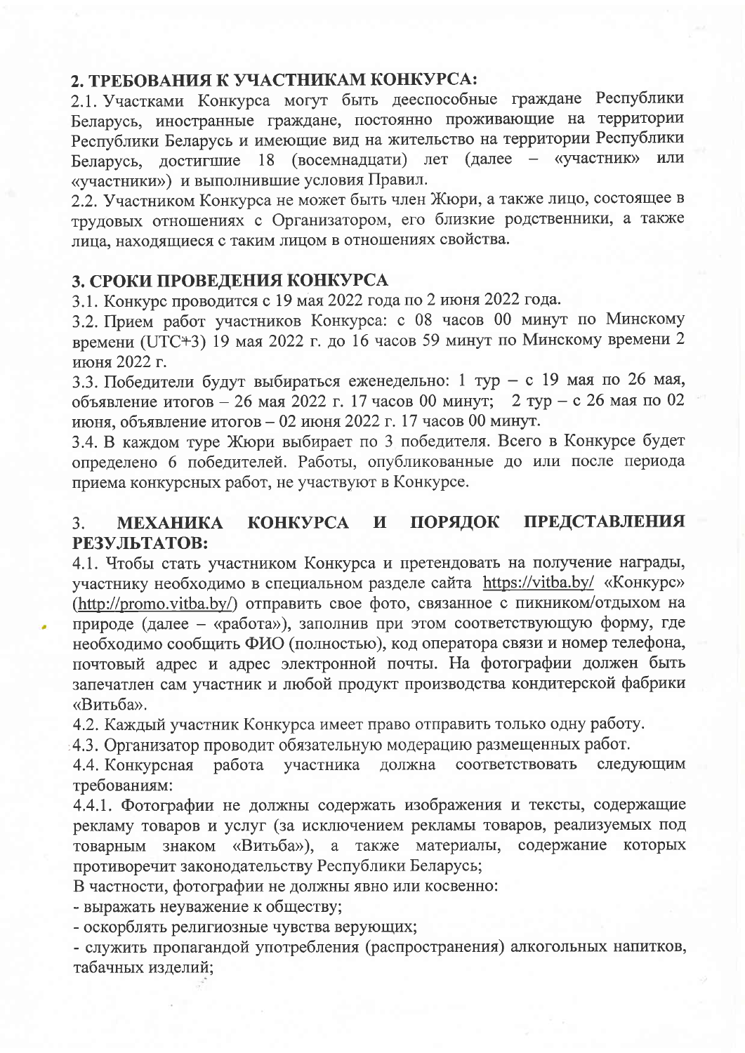## 2. ТРЕБОВАНИЯ К УЧАСТНИКАМ КОНКУРСА:

2.1. Участками Конкурса могут быть дееспособные граждане Республики Беларусь, иностранные граждане, постоянно проживающие на территории Республики Беларусь и имеющие вид на жительство на территории Республики Беларусь, достигшие 18 (восемнадцати) лет (далее – «участник» или «участники») и выполнившие условия Правил.

2.2. Участником Конкурса не может быть член Жюри, а также лицо, состоящее в трудовых отношениях с Организатором, его близкие родственники, а также лица, находящиеся с таким лицом в отношениях свойства.

## 3. СРОКИ ПРОВЕДЕНИЯ КОНКУРСА

3.1. Конкурс проводится с 19 мая 2022 года по 2 июня 2022 года.

3.2. Прием работ участников Конкурса: с 08 часов 00 минут по Минскому времени (UTC+3) 19 мая 2022 г. до 16 часов 59 минут по Минскому времени 2 июня 2022 г.

3.3. Победители будут выбираться еженедельно: 1 тур – с 19 мая по 26 мая, объявление итогов – 26 мая 2022 г. 17 часов 00 минут; 2 тур – с 26 мая по 02 июня, объявление итогов – 02 июня 2022 г. 17 часов 00 минут.

3.4. В каждом туре Жюри выбирает по 3 победителя. Всего в Конкурсе будет определено 6 победителей. Работы, опубликованные до или после периода приема конкурсных работ, не участвуют в Конкурсе.

## 3. МЕХАНИКА КОНКУРСА И ПОРЯДОК ПРЕДСТАВЛЕНИЯ РЕЗУЛЬТАТОВ:

4.1. Чтобы стать участником Конкурса и претендовать на получение награды, участнику необходимо в специальном разделе сайта https://vitba.by/ «Конкурс» (http://promo.vitba.by/) отправить свое фото, связанное с пикником/отдыхом на природе (далее – «работа»), заполнив при этом соответствующую форму, где необходимо сообщить ФИО (полностью), код оператора связи и номер телефона, почтовый адрес и адрес электронной почты. На фотографии должен быть запечатлен сам участник и любой продукт производства кондитерской фабрики «Витьба».

4.2. Каждый участник Конкурса имеет право отправить только одну работу.

4.3. Организатор проводит обязательную модерацию размещенных работ.

4.4. Конкурсная работа участника должна соответствовать следующим требованиям:

4.4.1. Фотографии не должны содержать изображения и тексты, содержащие рекламу товаров и услуг (за исключением рекламы товаров, реализуемых под товарным знаком «Витьба»), а также материалы, содержание которых противоречит законодательству Республики Беларусь;

В частности, фотографии не должны явно или косвенно:

- выражать неуважение к обществу;
- оскорблять религиозные чувства верующих;
- служить пропагандой употребления (распространения) алкогольных напитков, табачных изделий;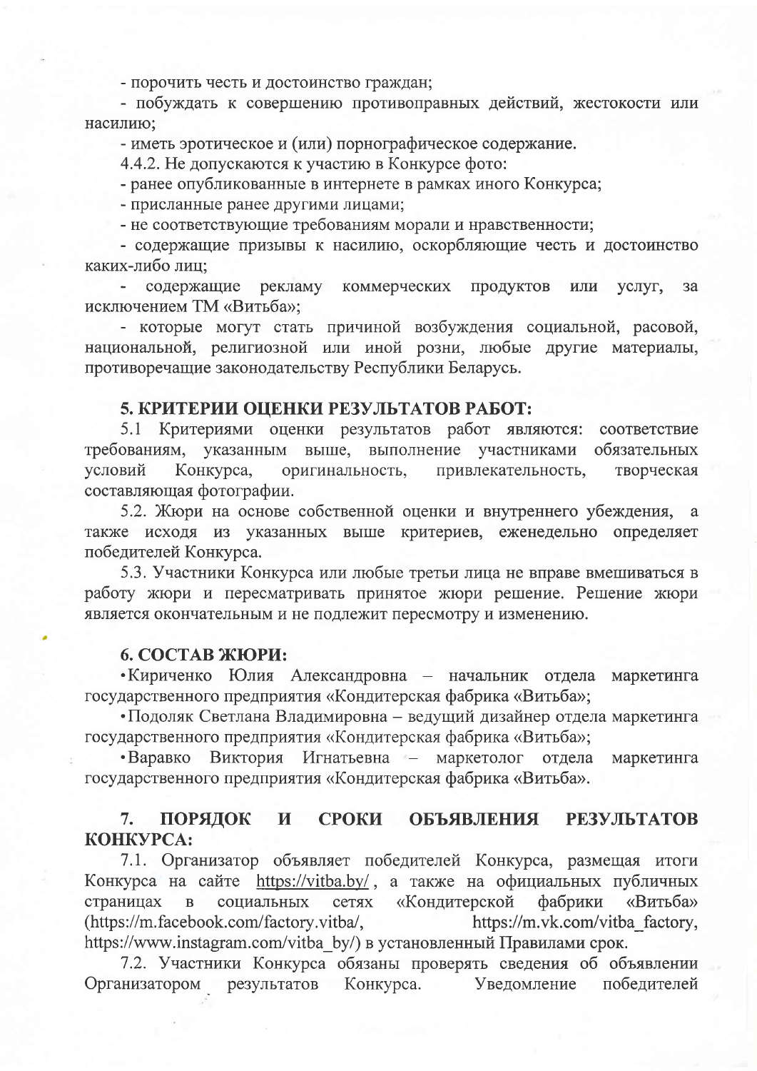- порочить честь и достоинство граждан;

- побуждать к совершению противоправных действий, жестокости или насилию;

- иметь эротическое и (или) порнографическое содержание.

4.4.2. Не допускаются к участию в Конкурсе фото:

- ранее опубликованные в интернете в рамках иного Конкурса;

- присланные ранее другими лицами;

- не соответствующие требованиям морали и нравственности;

- содержащие призывы к насилию, оскорбляющие честь и достоинство каких-либо лиц;

- содержащие рекламу коммерческих продуктов или услуг, за исключением ТМ «Витьба»;

- которые могут стать причиной возбуждения социальной, расовой, национальной, религиозной или иной розни, любые другие материалы, противоречащие законодательству Республики Беларусь.

## 5. КРИТЕРИИ ОЦЕНКИ РЕЗУЛЬТАТОВ РАБОТ:

5.1 Критериями оценки результатов работ являются: соответствие требованиям, указанным выше, выполнение участниками обязательных условий Конкурса, оригинальность, привлекательность, творческая составляющая фотографии.

5.2. Жюри на основе собственной оценки и внутреннего убеждения, а также исходя из указанных выше критериев, еженедельно определяет победителей Конкурса.

5.3. Участники Конкурса или любые третьи лица не вправе вмешиваться в работу жюри и пересматривать принятое жюри решение. Решение жюри является окончательным и не подлежит пересмотру и изменению.

## 6. СОСТАВ ЖЮРИ:

• Кириченко Юлия Александровна – начальник отдела маркетинга государственного предприятия «Кондитерская фабрика «Витьба»;

• Подоляк Светлана Владимировна – ведущий дизайнер отдела маркетинга государственного предприятия «Кондитерская фабрика «Витьба»;

• Варавко Виктория Игнатьевна – маркетолог отдела маркетинга государственного предприятия «Кондитерская фабрика «Витьба».

## 7. ПОРЯДОК И СРОКИ ОБЪЯВЛЕНИЯ РЕЗУЛЬТАТОВ КОНКУРСА:

7.1. Организатор объявляет победителей Конкурса, размещая итоги Конкурса на сайте https://vitba.by/ , а также на официальных публичных страницах в социальных сетях «Кондитерской фабрики «Витьба» (https://m.facebook.com/factory.vitba/, https://m.vk.com/vitba_factory, https://www.instagram.com/vitba_by/) в установленный Правилами срок.

7.2. Участники Конкурса обязаны проверять сведения об объявлении Организатором результатов Конкурса. Уведомление победителей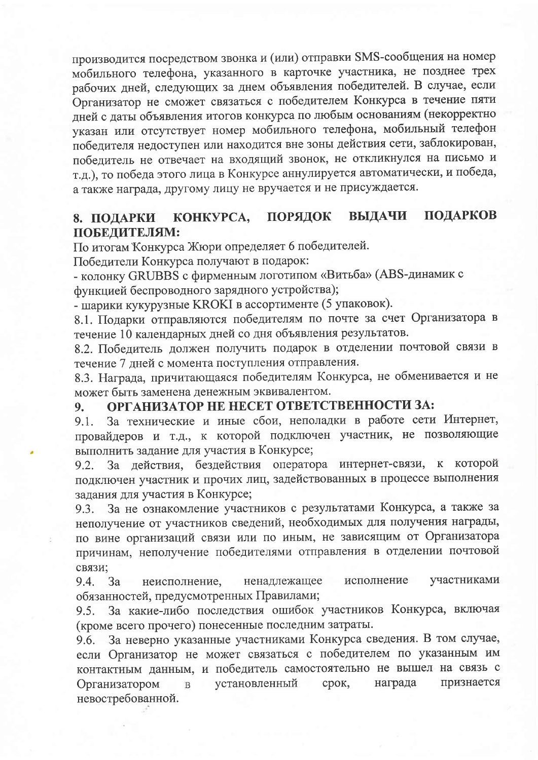производится посредством звонка и (или) отправки SMS-сообщения на номер мобильного телефона, указанного в карточке участника, не позднее трех рабочих дней, следующих за днем объявления победителей. В случае, если Организатор не сможет связаться с победителем Конкурса в течение пяти дней с даты объявления итогов конкурса по любым основаниям (некорректно указан или отсутствует номер мобильного телефона, мобильный телефон победителя недоступен или находится вне зоны действия сети, заблокирован, победитель не отвечает на входящий звонок, не откликнулся на письмо и т.д.), то победа этого лица в Конкурсе аннулируется автоматически, и победа, а также награда, другому лицу не вручается и не присуждается.

## 8. ПОДАРКИ КОНКУРСА, ПОРЯДОК ВЫДАЧИ ПОДАРКОВ ПОБЕДИТЕЛЯМ:

По итогам Конкурса Жюри определяет 6 победителей.

Победители Конкурса получают в подарок:

- колонку GRUBBS с фирменным логотипом «Витьба» (ABS-динамик с функцией беспроводного зарядного устройства);
- шарики кукурузные KROKI в ассортименте (5 упаковок).

8.1. Подарки отправляются победителям по почте за счет Организатора в течение 10 календарных дней со дня объявления результатов.

8.2. Победитель должен получить подарок в отделении почтовой связи в течение 7 дней с момента поступления отправления.

8.3. Награда, причитающаяся победителям Конкурса, не обменивается и не может быть заменена денежным эквивалентом.

## 9. ОРГАНИЗАТОР НЕ НЕСЕТ ОТВЕТСТВЕННОСТИ ЗА:

9.1. За технические и иные сбои, неполадки в работе сети Интернет, провайдеров и т.д., к которой подключен участник, не позволяющие выполнить задание для участия в Конкурсе;

9.2. За действия, бездействия оператора интернет-связи, к которой подключен участник и прочих лиц, задействованных в процессе выполнения задания для участия в Конкурсе;

9.3. За не ознакомление участников с результатами Конкурса, а также за неполучение от участников сведений, необходимых для получения награды, по вине организаций связи или по иным, не зависящим от Организатора причинам, неполучение победителями отправления в отделении почтовой связи;

9.4. За неисполнение, ненадлежащее исполнение участниками обязанностей, предусмотренных Правилами;

9.5. За какие-либо последствия ошибок участников Конкурса, включая (кроме всего прочего) понесенные последним затраты.

9.6. За неверно указанные участниками Конкурса сведения. В том случае, если Организатор не может связаться с победителем по указанным им контактным данным, и победитель самостоятельно не вышел на связь с Организатором в установленный срок, награда признается невостребованной.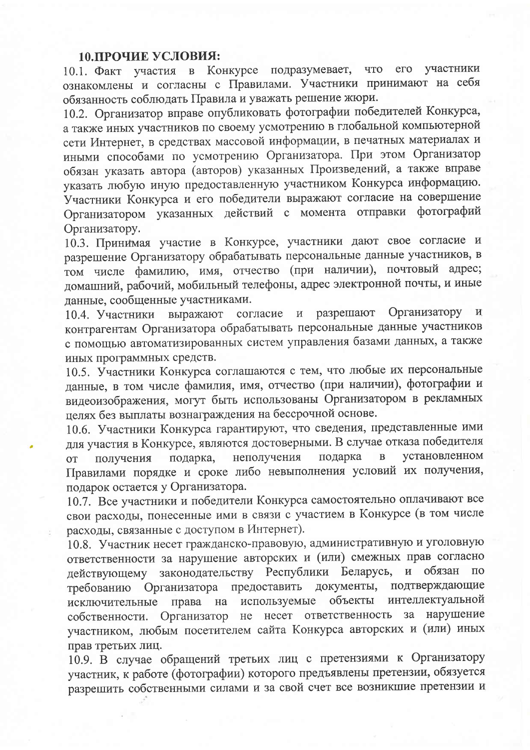## 10.ПРОЧИЕ УСЛОВИЯ:

10.1. Факт участия в Конкурсе подразумевает, что его участники ознакомлены и согласны с Правилами. Участники принимают на себя обязанность соблюдать Правила и уважать решение жюри.

10.2. Организатор вправе опубликовать фотографии победителей Конкурса, а также иных участников по своему усмотрению в глобальной компьютерной сети Интернет, в средствах массовой информации, в печатных материалах и иными способами по усмотрению Организатора. При этом Организатор обязан указать автора (авторов) указанных Произведений, а также вправе указать любую иную предоставленную участником Конкурса информацию. Участники Конкурса и его победители выражают согласие на совершение Организатором указанных действий с момента отправки фотографий Организатору.

10.3. Принимая участие в Конкурсе, участники дают свое согласие и разрешение Организатору обрабатывать персональные данные участников, в том числе фамилию, имя, отчество (при наличии), почтовый адрес; домашний, рабочий, мобильный телефоны, адрес электронной почты, и иные данные, сообщенные участниками.

10.4. Участники выражают согласие и разрешают Организатору и контрагентам Организатора обрабатывать персональные данные участников с помощью автоматизированных систем управления базами данных, а также иных программных средств.

10.5. Участники Конкурса соглашаются с тем, что любые их персональные данные, в том числе фамилия, имя, отчество (при наличии), фотографии и видеоизображения, могут быть использованы Организатором в рекламных целях без выплаты вознаграждения на бессрочной основе.

10.6. Участники Конкурса гарантируют, что сведения, представленные ими для участия в Конкурсе, являются достоверными. В случае отказа победителя от получения подарка, неполучения подарка в установленном Правилами порядке и сроке либо невыполнения условий их получения, подарок остается у Организатора.

10.7. Все участники и победители Конкурса самостоятельно оплачивают все свои расходы, понесенные ими в связи с участием в Конкурсе (в том числе расходы, связанные с доступом в Интернет).

10.8. Участник несет гражданско-правовую, административную и уголовную ответственности за нарушение авторских и (или) смежных прав согласно действующему законодательству Республики Беларусь, и обязан по требованию Организатора предоставить документы, подтверждающие исключительные права на используемые объекты интеллектуальной собственности. Организатор не несет ответственность за нарушение участником, любым посетителем сайта Конкурса авторских и (или) иных прав третьих лиц.

10.9. В случае обращений третьих лиц с претензиями к Организатору участник, к работе (фотографии) которого предъявлены претензии, обязуется разрешить собственными силами и за свой счет все возникшие претензии и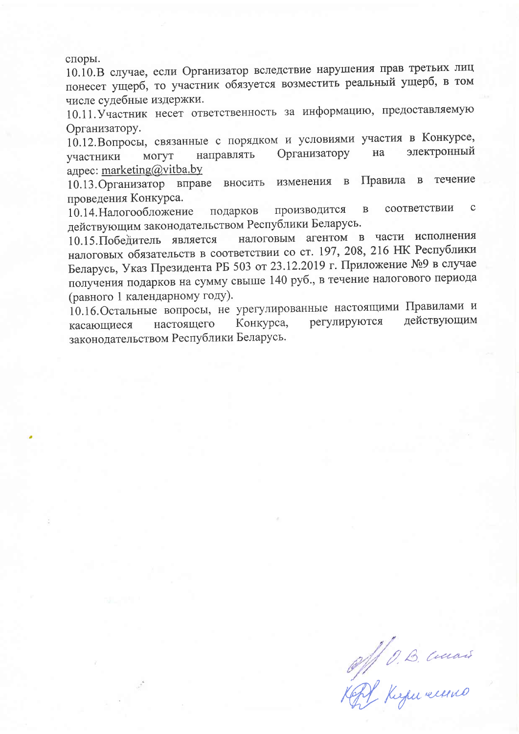споры.

10.10.В случае, если Организатор вследствие нарушения прав третьих лиц понесет ущерб, то участник обязуется возместить реальный ущерб, в том числе судебные издержки.

10.11.Участник несет ответственность за информацию, предоставляемую Организатору.

10.12.Вопросы, связанные с порядком и условиями участия в Конкурсе, участники могут направлять Организатору на электронный адрес: marketing@vitba.by

10.13.Организатор вправе вносить изменения в Правила в течение проведения Конкурса.

10.14.Налогообложение подарков производится в соответствии с действующим законодательством Республики Беларусь.

10.15.Победитель является налоговым агентом в части исполнения налоговых обязательств в соответствии со ст. 197, 208, 216 НК Республики Беларусь, Указ Президента РБ 503 от 23.12.2019 г. Приложение №9 в случае получения подарков на сумму свыше 140 руб., в течение налогового периода (равного 1 календарному году).

10.16.Остальные вопросы, не урегулированные настоящими Правилами и касающиеся настоящего Конкурса, регулируются действующим законодательством Республики Беларусь.

О.В. Силай

Кириченко